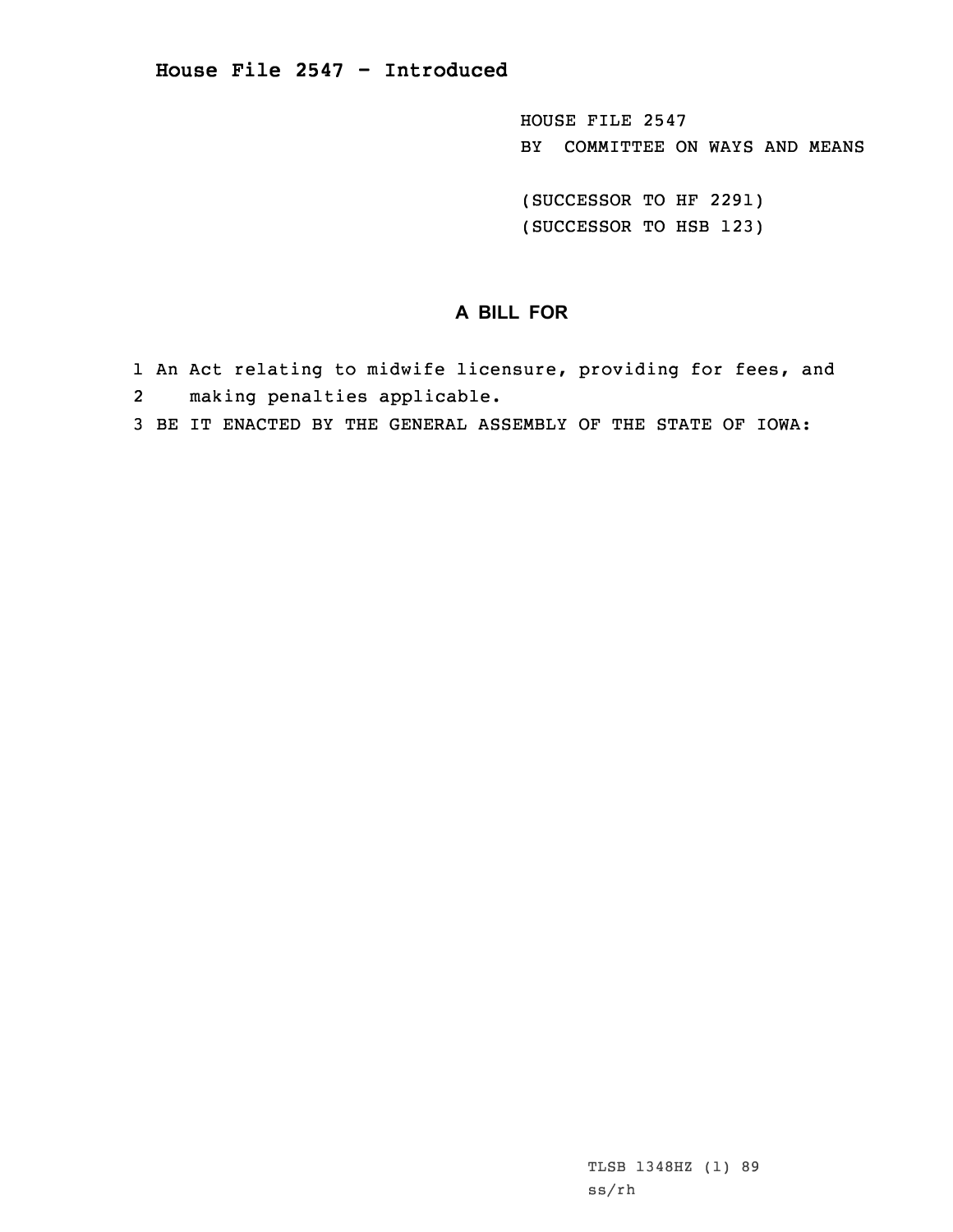# House File 2547 - Introduced

HOUSE FILE 2547
BY COMMITTEE ON WAYS AND MEANS

(SUCCESSOR TO HF 2291)
(SUCCESSOR TO HSB 123)

## A BILL FOR

1 An Act relating to midwife licensure, providing for fees, and
2 making penalties applicable.
3 BE IT ENACTED BY THE GENERAL ASSEMBLY OF THE STATE OF IOWA:

TLSB 1348HZ (1) 89
ss/rh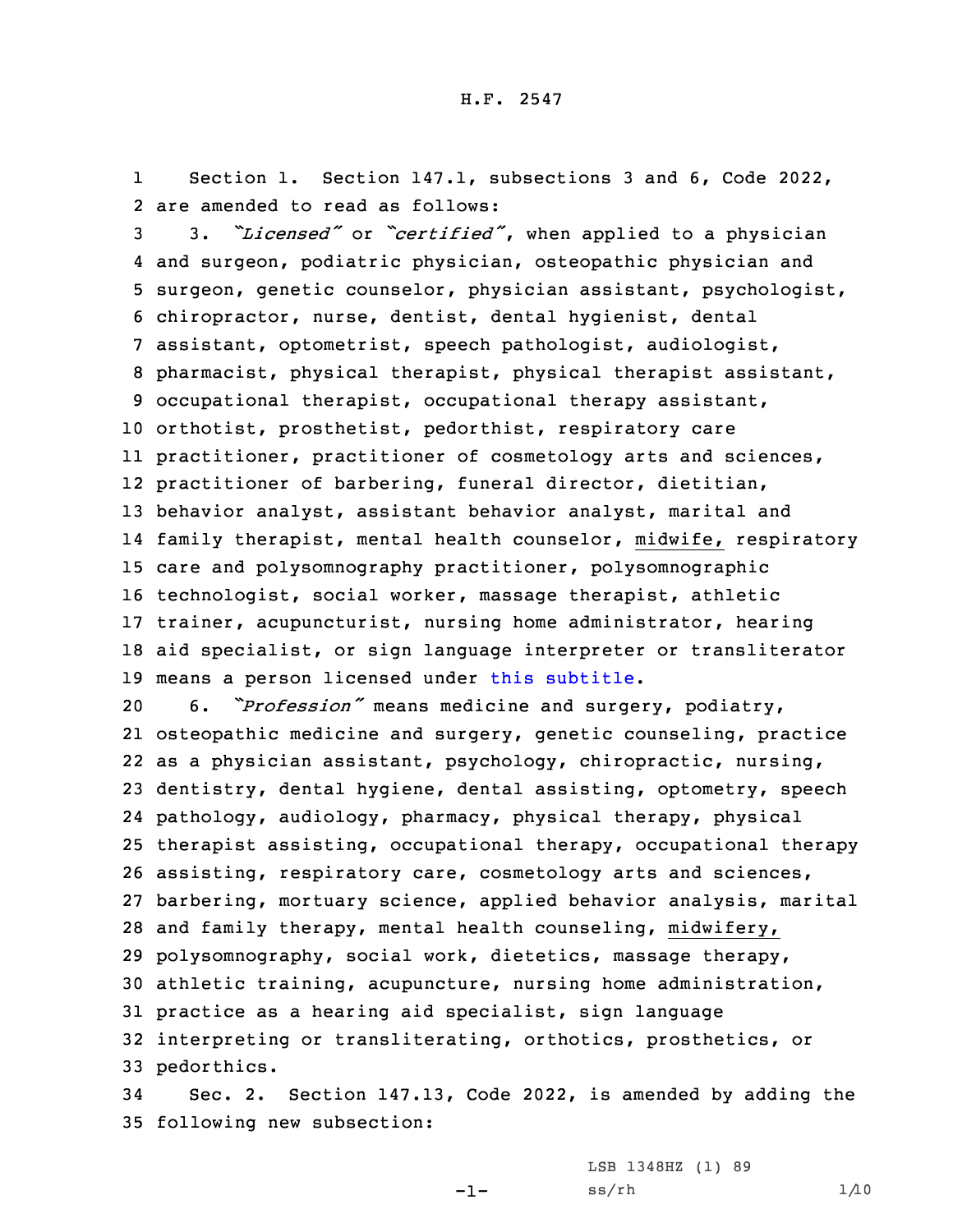H.F. 2547

Section 1. Section 147.1, subsections 3 and 6, Code 2022, are amended to read as follows:

3. *"Licensed"* or *"certified"*, when applied to a physician and surgeon, podiatric physician, osteopathic physician and surgeon, genetic counselor, physician assistant, psychologist, chiropractor, nurse, dentist, dental hygienist, dental assistant, optometrist, speech pathologist, audiologist, pharmacist, physical therapist, physical therapist assistant, occupational therapist, occupational therapy assistant, orthotist, prosthetist, pedorthist, respiratory care practitioner, practitioner of cosmetology arts and sciences, practitioner of barbering, funeral director, dietitian, behavior analyst, assistant behavior analyst, marital and family therapist, mental health counselor, midwife, respiratory care and polysomnography practitioner, polysomnographic technologist, social worker, massage therapist, athletic trainer, acupuncturist, nursing home administrator, hearing aid specialist, or sign language interpreter or transliterator means a person licensed under this subtitle.

6. *"Profession"* means medicine and surgery, podiatry, osteopathic medicine and surgery, genetic counseling, practice as a physician assistant, psychology, chiropractic, nursing, dentistry, dental hygiene, dental assisting, optometry, speech pathology, audiology, pharmacy, physical therapy, physical therapist assisting, occupational therapy, occupational therapy assisting, respiratory care, cosmetology arts and sciences, barbering, mortuary science, applied behavior analysis, marital and family therapy, mental health counseling, midwifery, polysomnography, social work, dietetics, massage therapy, athletic training, acupuncture, nursing home administration, practice as a hearing aid specialist, sign language interpreting or transliterating, orthotics, prosthetics, or pedorthics.

Sec. 2. Section 147.13, Code 2022, is amended by adding the following new subsection:

LSB 1348HZ (1) 89
ss/rh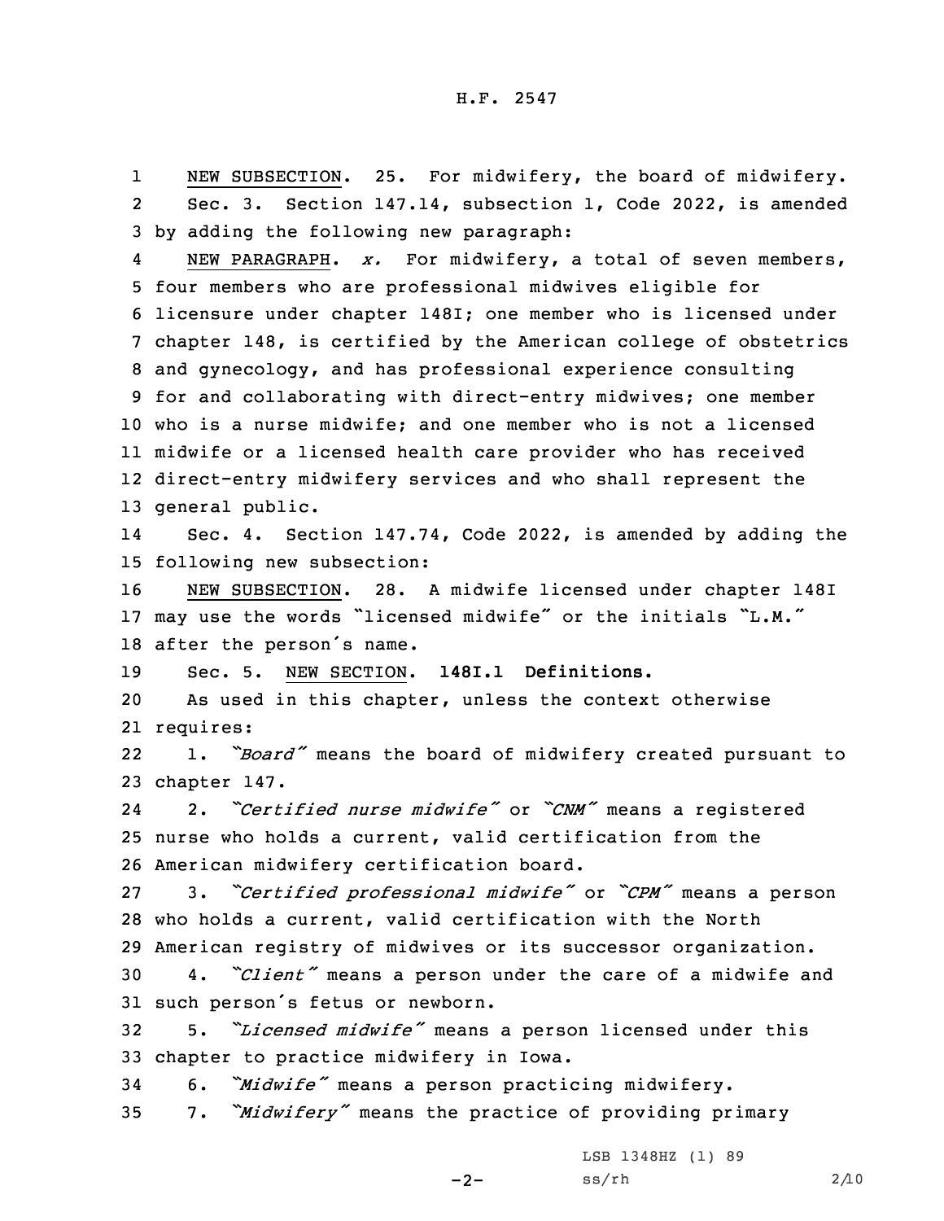NEW SUBSECTION. 25. For midwifery, the board of midwifery.

Sec. 3. Section 147.14, subsection 1, Code 2022, is amended by adding the following new paragraph:

NEW PARAGRAPH. *x.* For midwifery, a total of seven members, four members who are professional midwives eligible for licensure under chapter 148I; one member who is licensed under chapter 148, is certified by the American college of obstetrics and gynecology, and has professional experience consulting for and collaborating with direct-entry midwives; one member who is a nurse midwife; and one member who is not a licensed midwife or a licensed health care provider who has received direct-entry midwifery services and who shall represent the general public.

Sec. 4. Section 147.74, Code 2022, is amended by adding the following new subsection:

NEW SUBSECTION. 28. A midwife licensed under chapter 148I may use the words "licensed midwife" or the initials "L.M." after the person's name.

Sec. 5. NEW SECTION. **148I.1 Definitions.**

As used in this chapter, unless the context otherwise requires:

1. *"Board"* means the board of midwifery created pursuant to chapter 147.

2. *"Certified nurse midwife"* or *"CNM"* means a registered nurse who holds a current, valid certification from the American midwifery certification board.

3. *"Certified professional midwife"* or *"CPM"* means a person who holds a current, valid certification with the North American registry of midwives or its successor organization.

4. *"Client"* means a person under the care of a midwife and such person's fetus or newborn.

5. *"Licensed midwife"* means a person licensed under this chapter to practice midwifery in Iowa.

6. *"Midwife"* means a person practicing midwifery.

7. *"Midwifery"* means the practice of providing primary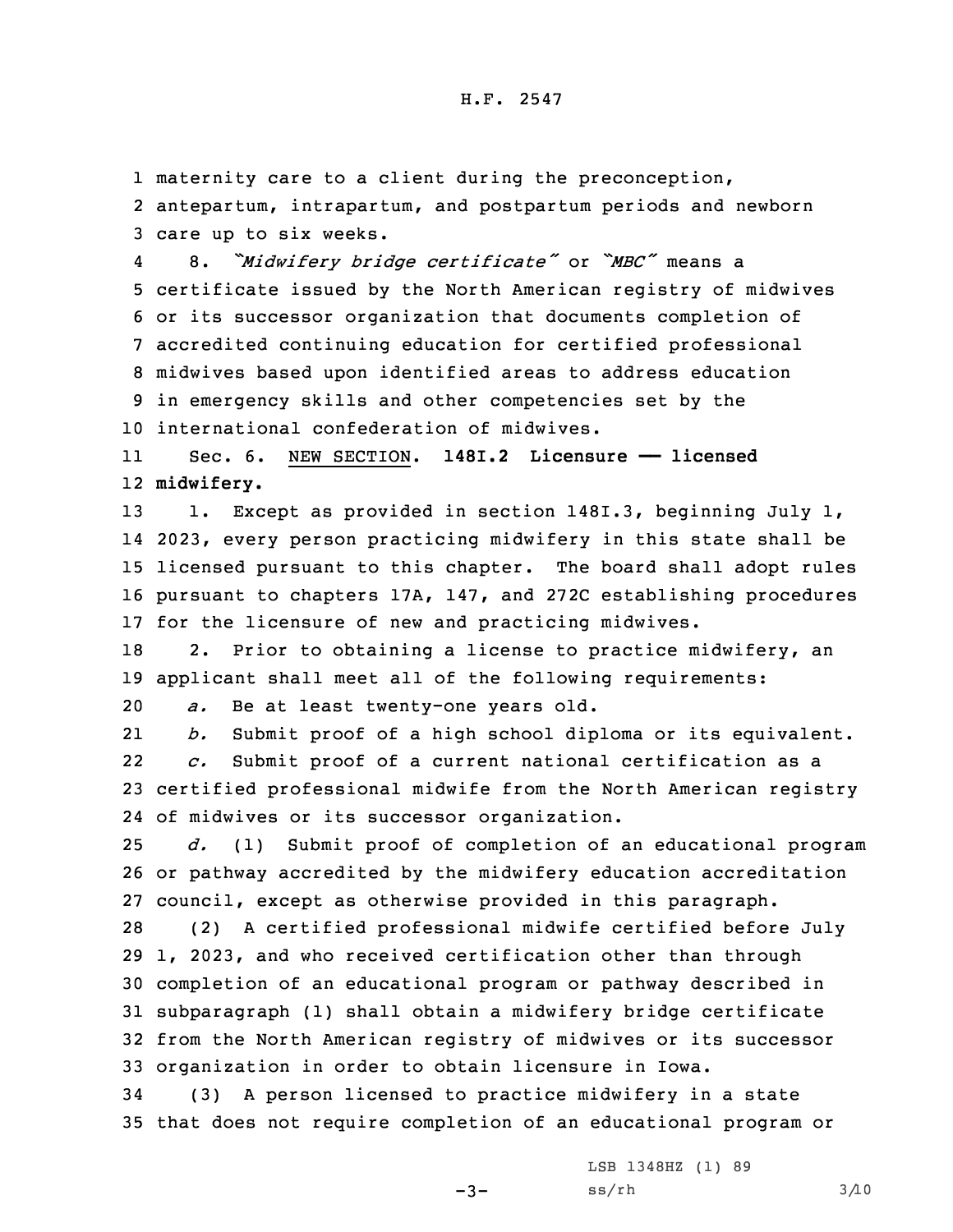maternity care to a client during the preconception, antepartum, intrapartum, and postpartum periods and newborn care up to six weeks.

8. *"Midwifery bridge certificate"* or *"MBC"* means a certificate issued by the North American registry of midwives or its successor organization that documents completion of accredited continuing education for certified professional midwives based upon identified areas to address education in emergency skills and other competencies set by the international confederation of midwives.

Sec. 6. NEW SECTION. **148I.2 Licensure —— licensed midwifery.**

1. Except as provided in section 148I.3, beginning July 1, 2023, every person practicing midwifery in this state shall be licensed pursuant to this chapter. The board shall adopt rules pursuant to chapters 17A, 147, and 272C establishing procedures for the licensure of new and practicing midwives.

2. Prior to obtaining a license to practice midwifery, an applicant shall meet all of the following requirements:

*a.* Be at least twenty-one years old.

*b.* Submit proof of a high school diploma or its equivalent.

*c.* Submit proof of a current national certification as a certified professional midwife from the North American registry of midwives or its successor organization.

*d.* (1) Submit proof of completion of an educational program or pathway accredited by the midwifery education accreditation council, except as otherwise provided in this paragraph.

(2) A certified professional midwife certified before July 1, 2023, and who received certification other than through completion of an educational program or pathway described in subparagraph (1) shall obtain a midwifery bridge certificate from the North American registry of midwives or its successor organization in order to obtain licensure in Iowa.

(3) A person licensed to practice midwifery in a state that does not require completion of an educational program or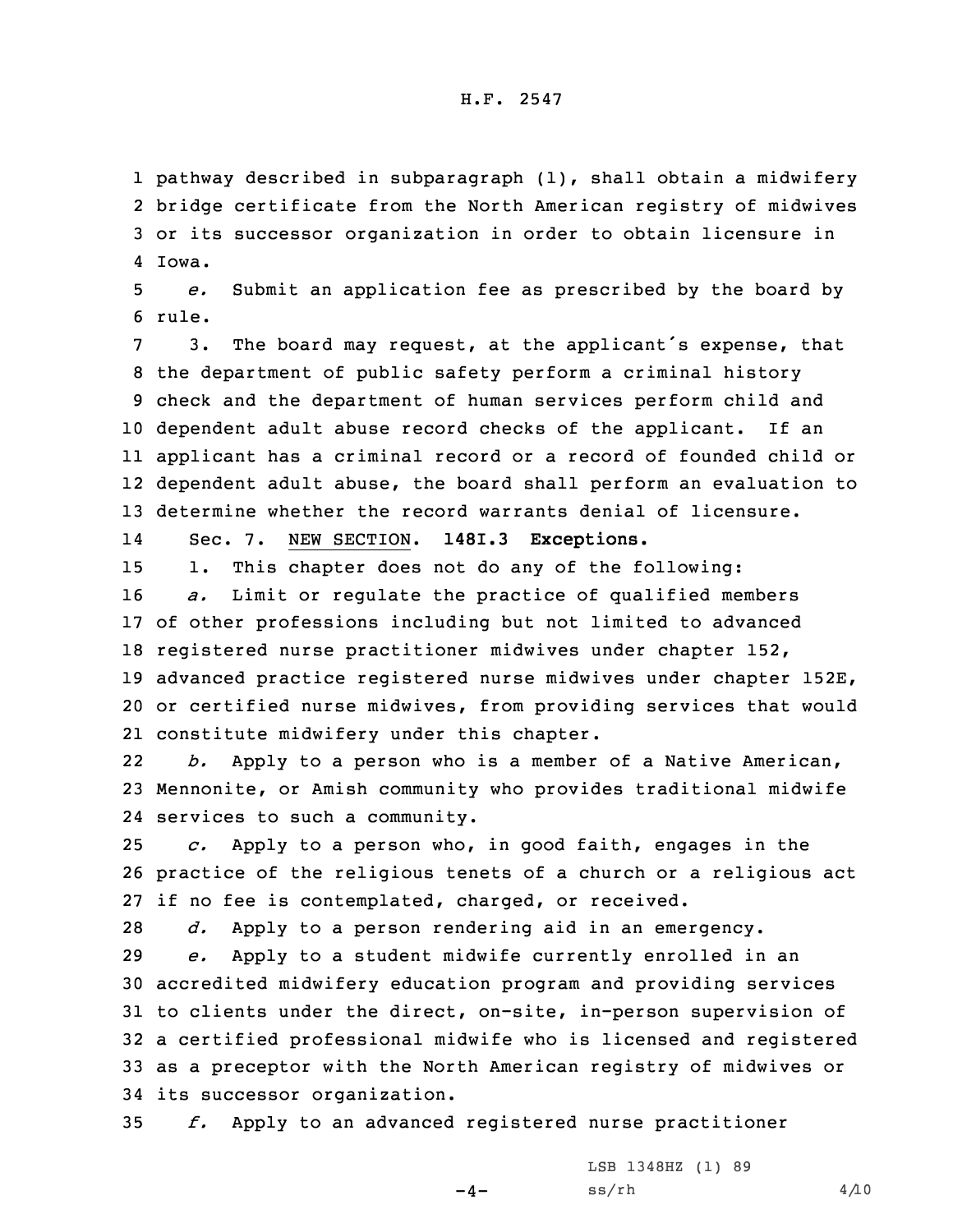pathway described in subparagraph (1), shall obtain a midwifery bridge certificate from the North American registry of midwives or its successor organization in order to obtain licensure in Iowa.

*e.* Submit an application fee as prescribed by the board by rule.

3. The board may request, at the applicant's expense, that the department of public safety perform a criminal history check and the department of human services perform child and dependent adult abuse record checks of the applicant. If an applicant has a criminal record or a record of founded child or dependent adult abuse, the board shall perform an evaluation to determine whether the record warrants denial of licensure.

Sec. 7. NEW SECTION. **148I.3 Exceptions.**

1. This chapter does not do any of the following:

*a.* Limit or regulate the practice of qualified members of other professions including but not limited to advanced registered nurse practitioner midwives under chapter 152, advanced practice registered nurse midwives under chapter 152E, or certified nurse midwives, from providing services that would constitute midwifery under this chapter.

*b.* Apply to a person who is a member of a Native American, Mennonite, or Amish community who provides traditional midwife services to such a community.

*c.* Apply to a person who, in good faith, engages in the practice of the religious tenets of a church or a religious act if no fee is contemplated, charged, or received.

*d.* Apply to a person rendering aid in an emergency.

*e.* Apply to a student midwife currently enrolled in an accredited midwifery education program and providing services to clients under the direct, on-site, in-person supervision of a certified professional midwife who is licensed and registered as a preceptor with the North American registry of midwives or its successor organization.

*f.* Apply to an advanced registered nurse practitioner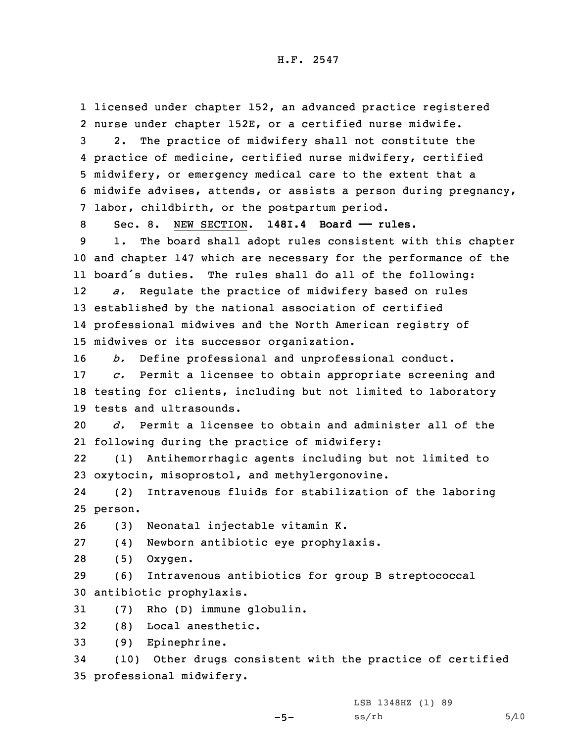licensed under chapter 152, an advanced practice registered nurse under chapter 152E, or a certified nurse midwife.

2. The practice of midwifery shall not constitute the practice of medicine, certified nurse midwifery, certified midwifery, or emergency medical care to the extent that a midwife advises, attends, or assists a person during pregnancy, labor, childbirth, or the postpartum period.

Sec. 8. NEW SECTION. **148I.4 Board —— rules.**

1. The board shall adopt rules consistent with this chapter and chapter 147 which are necessary for the performance of the board's duties. The rules shall do all of the following:

*a.* Regulate the practice of midwifery based on rules established by the national association of certified professional midwives and the North American registry of midwives or its successor organization.

*b.* Define professional and unprofessional conduct.

*c.* Permit a licensee to obtain appropriate screening and testing for clients, including but not limited to laboratory tests and ultrasounds.

*d.* Permit a licensee to obtain and administer all of the following during the practice of midwifery:

(1) Antihemorrhagic agents including but not limited to oxytocin, misoprostol, and methylergonovine.

(2) Intravenous fluids for stabilization of the laboring person.

(3) Neonatal injectable vitamin K.

(4) Newborn antibiotic eye prophylaxis.

(5) Oxygen.

(6) Intravenous antibiotics for group B streptococcal antibiotic prophylaxis.

(7) Rho (D) immune globulin.

(8) Local anesthetic.

(9) Epinephrine.

(10) Other drugs consistent with the practice of certified professional midwifery.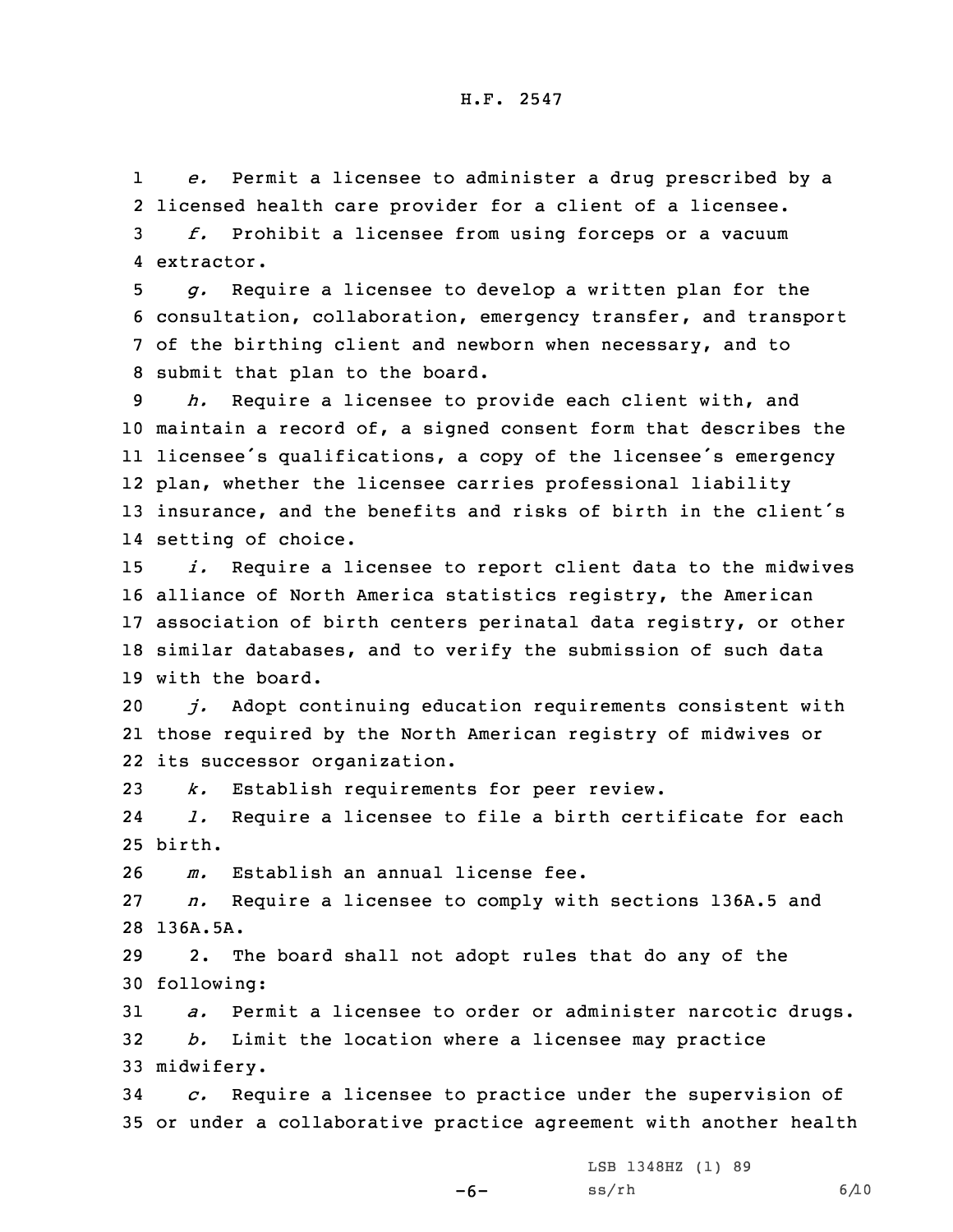*e.* Permit a licensee to administer a drug prescribed by a licensed health care provider for a client of a licensee.

*f.* Prohibit a licensee from using forceps or a vacuum extractor.

*g.* Require a licensee to develop a written plan for the consultation, collaboration, emergency transfer, and transport of the birthing client and newborn when necessary, and to submit that plan to the board.

*h.* Require a licensee to provide each client with, and maintain a record of, a signed consent form that describes the licensee's qualifications, a copy of the licensee's emergency plan, whether the licensee carries professional liability insurance, and the benefits and risks of birth in the client's setting of choice.

*i.* Require a licensee to report client data to the midwives alliance of North America statistics registry, the American association of birth centers perinatal data registry, or other similar databases, and to verify the submission of such data with the board.

*j.* Adopt continuing education requirements consistent with those required by the North American registry of midwives or its successor organization.

*k.* Establish requirements for peer review.

*l.* Require a licensee to file a birth certificate for each birth.

*m.* Establish an annual license fee.

*n.* Require a licensee to comply with sections 136A.5 and 136A.5A.

2. The board shall not adopt rules that do any of the following:

*a.* Permit a licensee to order or administer narcotic drugs.

*b.* Limit the location where a licensee may practice midwifery.

*c.* Require a licensee to practice under the supervision of or under a collaborative practice agreement with another health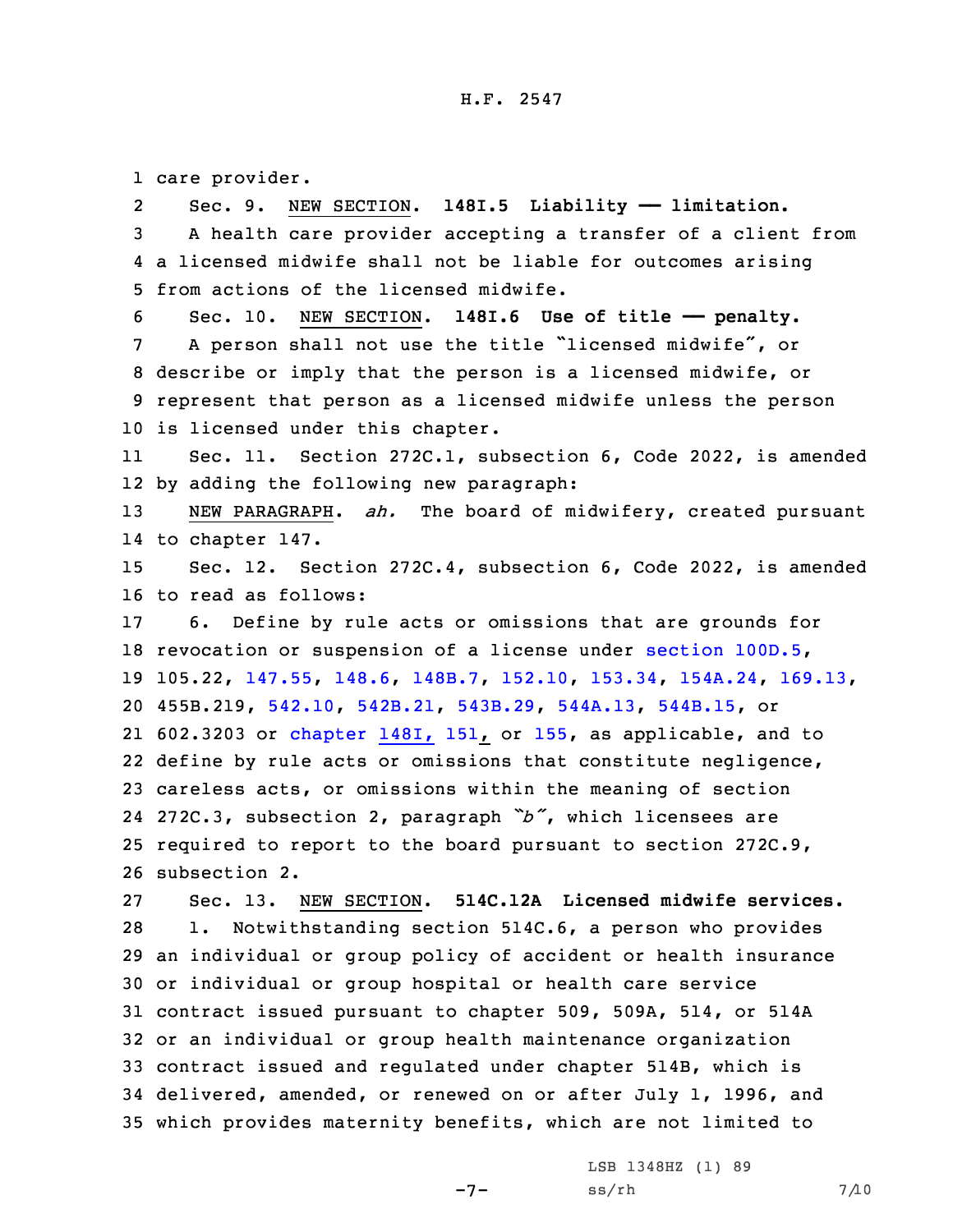care provider.

Sec. 9. NEW SECTION. **148I.5 Liability —— limitation.**

A health care provider accepting a transfer of a client from a licensed midwife shall not be liable for outcomes arising from actions of the licensed midwife.

Sec. 10. NEW SECTION. **148I.6 Use of title —— penalty.**

A person shall not use the title "licensed midwife", or describe or imply that the person is a licensed midwife, or represent that person as a licensed midwife unless the person is licensed under this chapter.

Sec. 11. Section 272C.1, subsection 6, Code 2022, is amended by adding the following new paragraph:

NEW PARAGRAPH. *ah.* The board of midwifery, created pursuant to chapter 147.

Sec. 12. Section 272C.4, subsection 6, Code 2022, is amended to read as follows:

6. Define by rule acts or omissions that are grounds for revocation or suspension of a license under section 100D.5, 105.22, 147.55, 148.6, 148B.7, 152.10, 153.34, 154A.24, 169.13, 455B.219, 542.10, 542B.21, 543B.29, 544A.13, 544B.15, or 602.3203 or chapter 148I, 151, or 155, as applicable, and to define by rule acts or omissions that constitute negligence, careless acts, or omissions within the meaning of section 272C.3, subsection 2, paragraph "*b*", which licensees are required to report to the board pursuant to section 272C.9, subsection 2.

Sec. 13. NEW SECTION. **514C.12A Licensed midwife services.**

1. Notwithstanding section 514C.6, a person who provides an individual or group policy of accident or health insurance or individual or group hospital or health care service contract issued pursuant to chapter 509, 509A, 514, or 514A or an individual or group health maintenance organization contract issued and regulated under chapter 514B, which is delivered, amended, or renewed on or after July 1, 1996, and which provides maternity benefits, which are not limited to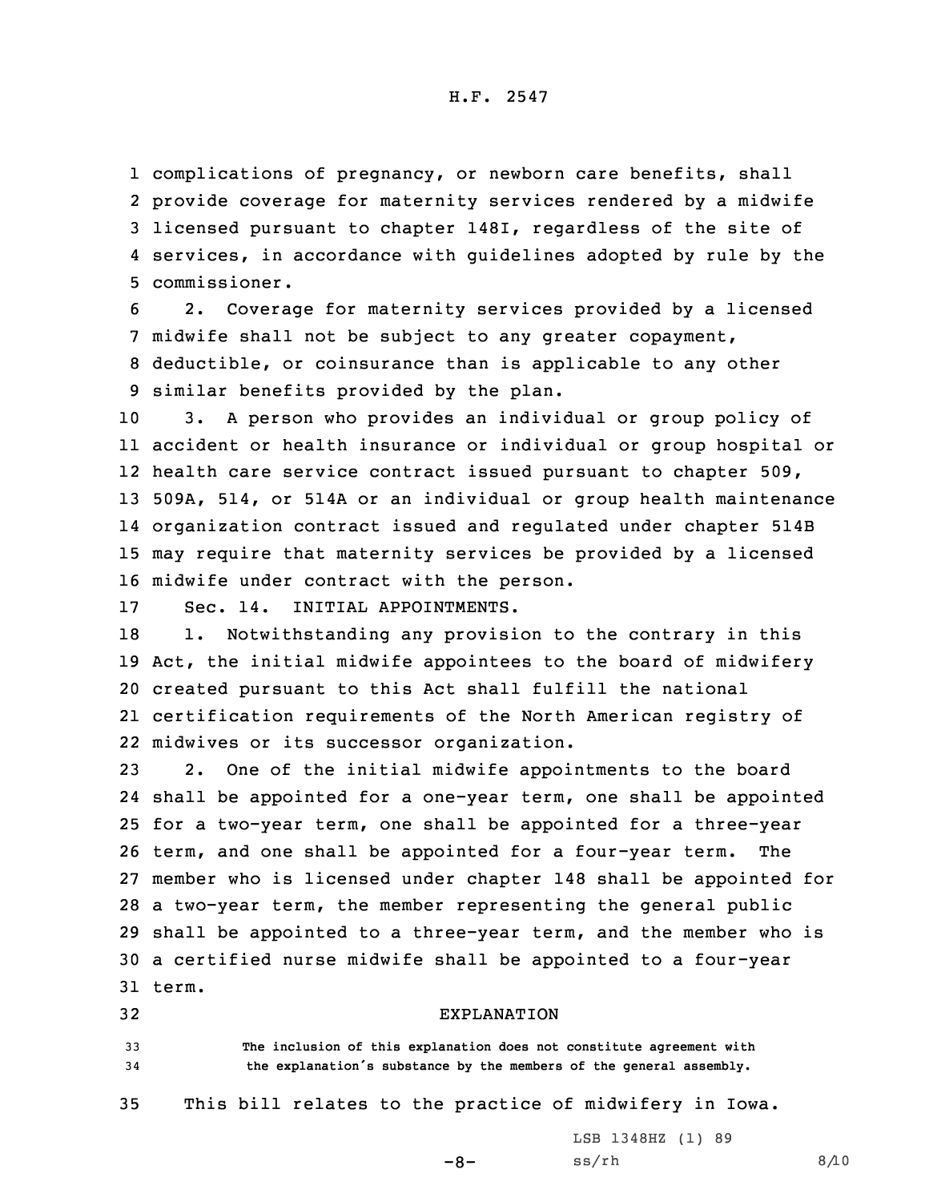complications of pregnancy, or newborn care benefits, shall provide coverage for maternity services rendered by a midwife licensed pursuant to chapter 148I, regardless of the site of services, in accordance with guidelines adopted by rule by the commissioner.

2. Coverage for maternity services provided by a licensed midwife shall not be subject to any greater copayment, deductible, or coinsurance than is applicable to any other similar benefits provided by the plan.

3. A person who provides an individual or group policy of accident or health insurance or individual or group hospital or health care service contract issued pursuant to chapter 509, 509A, 514, or 514A or an individual or group health maintenance organization contract issued and regulated under chapter 514B may require that maternity services be provided by a licensed midwife under contract with the person.

Sec. 14. INITIAL APPOINTMENTS.

1. Notwithstanding any provision to the contrary in this Act, the initial midwife appointees to the board of midwifery created pursuant to this Act shall fulfill the national certification requirements of the North American registry of midwives or its successor organization.

2. One of the initial midwife appointments to the board shall be appointed for a one-year term, one shall be appointed for a two-year term, one shall be appointed for a three-year term, and one shall be appointed for a four-year term. The member who is licensed under chapter 148 shall be appointed for a two-year term, the member representing the general public shall be appointed to a three-year term, and the member who is a certified nurse midwife shall be appointed to a four-year term.

## EXPLANATION

The inclusion of this explanation does not constitute agreement with the explanation's substance by the members of the general assembly.

This bill relates to the practice of midwifery in Iowa.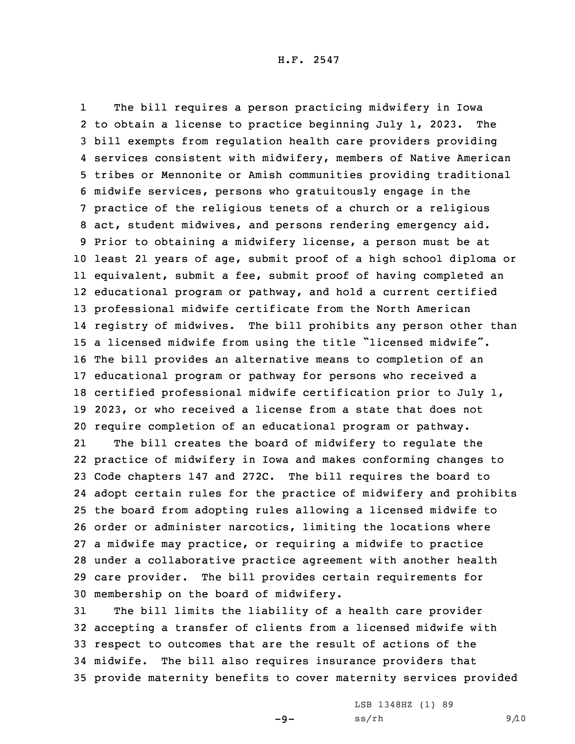The bill requires a person practicing midwifery in Iowa to obtain a license to practice beginning July 1, 2023. The bill exempts from regulation health care providers providing services consistent with midwifery, members of Native American tribes or Mennonite or Amish communities providing traditional midwife services, persons who gratuitously engage in the practice of the religious tenets of a church or a religious act, student midwives, and persons rendering emergency aid. Prior to obtaining a midwifery license, a person must be at least 21 years of age, submit proof of a high school diploma or equivalent, submit a fee, submit proof of having completed an educational program or pathway, and hold a current certified professional midwife certificate from the North American registry of midwives. The bill prohibits any person other than a licensed midwife from using the title "licensed midwife". The bill provides an alternative means to completion of an educational program or pathway for persons who received a certified professional midwife certification prior to July 1, 2023, or who received a license from a state that does not require completion of an educational program or pathway.

The bill creates the board of midwifery to regulate the practice of midwifery in Iowa and makes conforming changes to Code chapters 147 and 272C. The bill requires the board to adopt certain rules for the practice of midwifery and prohibits the board from adopting rules allowing a licensed midwife to order or administer narcotics, limiting the locations where a midwife may practice, or requiring a midwife to practice under a collaborative practice agreement with another health care provider. The bill provides certain requirements for membership on the board of midwifery.

The bill limits the liability of a health care provider accepting a transfer of clients from a licensed midwife with respect to outcomes that are the result of actions of the midwife. The bill also requires insurance providers that provide maternity benefits to cover maternity services provided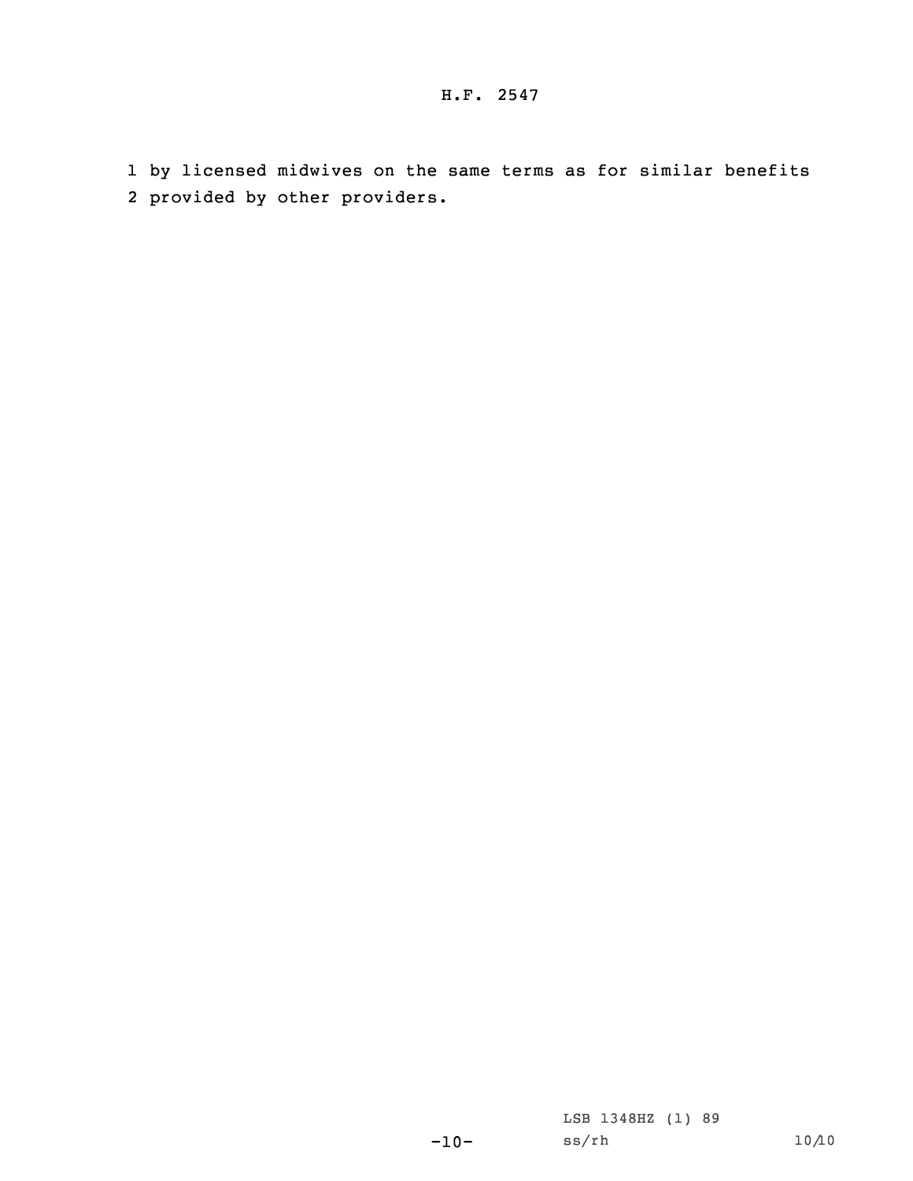1 by licensed midwives on the same terms as for similar benefits
2 provided by other providers.